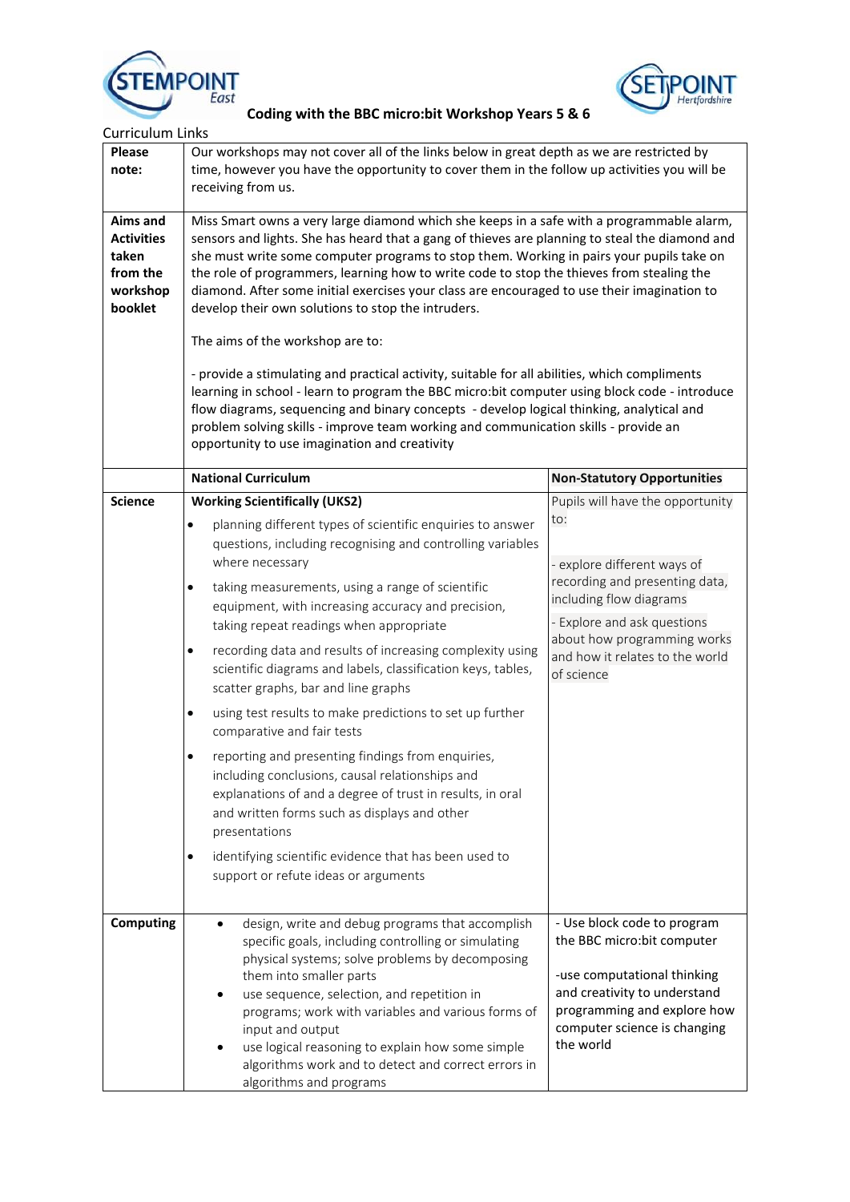# Coding with the BBC micro:bit Workshop Years 5 & 6

Curriculum Links

| | | |
|---|---|---|
| **Please note:** | Our workshops may not cover all of the links below in great depth as we are restricted by time, however you have the opportunity to cover them in the follow up activities you will be receiving from us. | |
| **Aims and Activities taken from the workshop booklet** | Miss Smart owns a very large diamond which she keeps in a safe with a programmable alarm, sensors and lights. She has heard that a gang of thieves are planning to steal the diamond and she must write some computer programs to stop them. Working in pairs your pupils take on the role of programmers, learning how to write code to stop the thieves from stealing the diamond. After some initial exercises your class are encouraged to use their imagination to develop their own solutions to stop the intruders.<br><br>The aims of the workshop are to:<br><br>- provide a stimulating and practical activity, suitable for all abilities, which compliments learning in school - learn to program the BBC micro:bit computer using block code - introduce flow diagrams, sequencing and binary concepts - develop logical thinking, analytical and problem solving skills - improve team working and communication skills - provide an opportunity to use imagination and creativity | |
| | **National Curriculum** | **Non-Statutory Opportunities** |
| **Science** | **Working Scientifically (UKS2)**<br>• planning different types of scientific enquiries to answer questions, including recognising and controlling variables where necessary<br>• taking measurements, using a range of scientific equipment, with increasing accuracy and precision, taking repeat readings when appropriate<br>• recording data and results of increasing complexity using scientific diagrams and labels, classification keys, tables, scatter graphs, bar and line graphs<br>• using test results to make predictions to set up further comparative and fair tests<br>• reporting and presenting findings from enquiries, including conclusions, causal relationships and explanations of and a degree of trust in results, in oral and written forms such as displays and other presentations<br>• identifying scientific evidence that has been used to support or refute ideas or arguments | Pupils will have the opportunity to:<br><br>- explore different ways of recording and presenting data, including flow diagrams<br>- Explore and ask questions about how programming works and how it relates to the world of science |
| **Computing** | • design, write and debug programs that accomplish specific goals, including controlling or simulating physical systems; solve problems by decomposing them into smaller parts<br>• use sequence, selection, and repetition in programs; work with variables and various forms of input and output<br>• use logical reasoning to explain how some simple algorithms work and to detect and correct errors in algorithms and programs | - Use block code to program the BBC micro:bit computer<br><br>-use computational thinking and creativity to understand programming and explore how computer science is changing the world |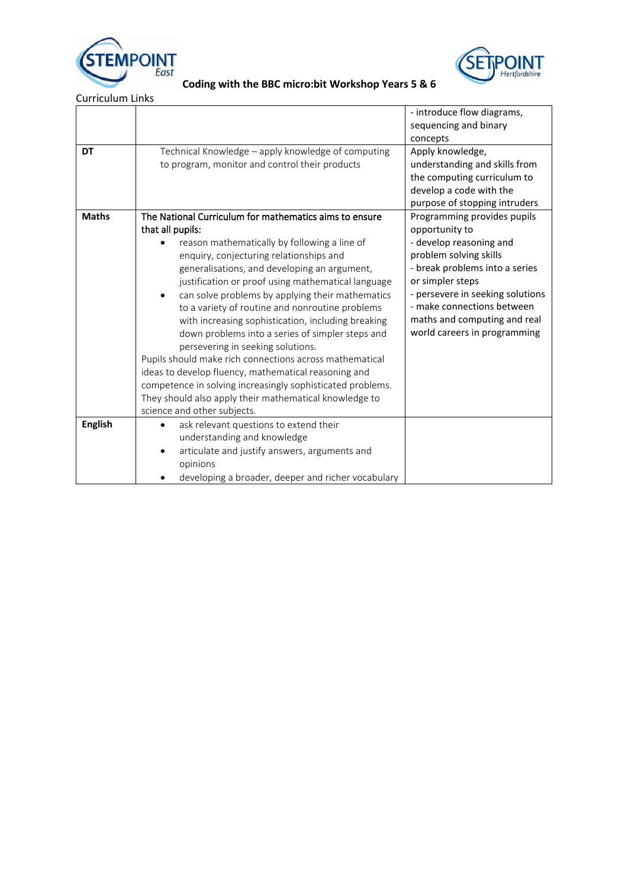**Coding with the BBC micro:bit Workshop Years 5 & 6**

Curriculum Links

| | | |
|---|---|---|
| | | - introduce flow diagrams, sequencing and binary concepts |
| **DT** | Technical Knowledge – apply knowledge of computing to program, monitor and control their products | Apply knowledge, understanding and skills from the computing curriculum to develop a code with the purpose of stopping intruders |
| **Maths** | The National Curriculum for mathematics aims to ensure that all pupils:<br>• reason mathematically by following a line of enquiry, conjecturing relationships and generalisations, and developing an argument, justification or proof using mathematical language<br>• can solve problems by applying their mathematics to a variety of routine and nonroutine problems with increasing sophistication, including breaking down problems into a series of simpler steps and persevering in seeking solutions.<br>Pupils should make rich connections across mathematical ideas to develop fluency, mathematical reasoning and competence in solving increasingly sophisticated problems. They should also apply their mathematical knowledge to science and other subjects. | Programming provides pupils opportunity to<br>- develop reasoning and problem solving skills<br>- break problems into a series or simpler steps<br>- persevere in seeking solutions<br>- make connections between maths and computing and real world careers in programming |
| **English** | • ask relevant questions to extend their understanding and knowledge<br>• articulate and justify answers, arguments and opinions<br>• developing a broader, deeper and richer vocabulary | |